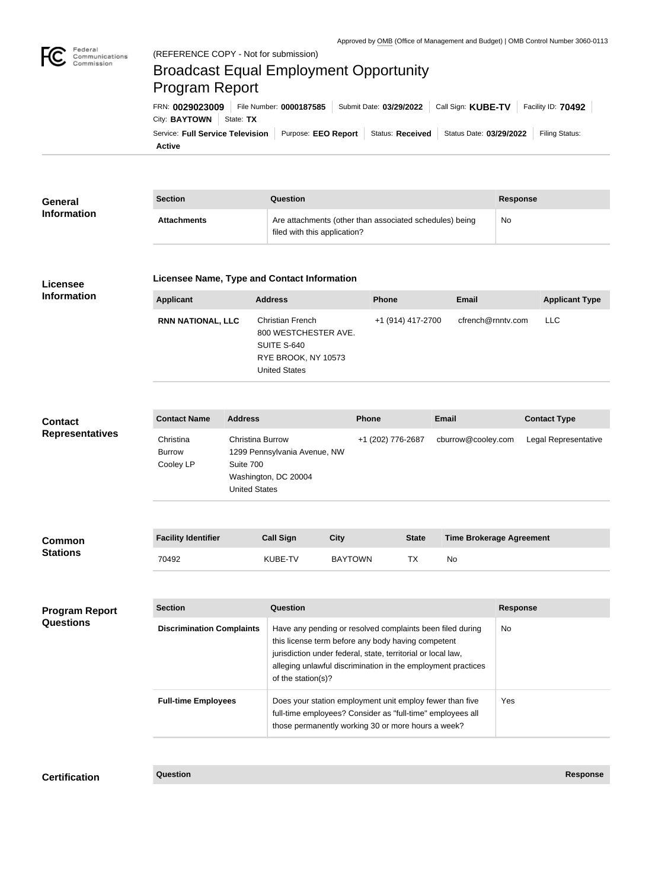Approved by OMB (Office of Management and Budget) | OMB Control Number 3060-0113

(REFERENCE COPY - Not for submission)

# Broadcast Equal Employment Opportunity Program Report

FRN: **0029023009** | File Number: **0000187585** | Submit Date: **03/29/2022** | Call Sign: **KUBE-TV** | Facility ID: **70492** | City: **BAYTOWN** | State: **TX**

Service: **Full Service Television** | Purpose: **EEO Report** | Status: **Received** | Status Date: **03/29/2022** | Filing Status: **Active**

## General Information

| Section | Question | Response |
| --- | --- | --- |
| **Attachments** | Are attachments (other than associated schedules) being filed with this application? | No |

## Licensee Information

### Licensee Name, Type and Contact Information

| Applicant | Address | Phone | Email | Applicant Type |
| --- | --- | --- | --- | --- |
| **RNN NATIONAL, LLC** | Christian French<br>800 WESTCHESTER AVE.<br>SUITE S-640<br>RYE BROOK, NY 10573<br>United States | +1 (914) 417-2700 | cfrench@rnntv.com | LLC |

## Contact Representatives

| Contact Name | Address | Phone | Email | Contact Type |
| --- | --- | --- | --- | --- |
| Christina Burrow<br>Cooley LP | Christina Burrow<br>1299 Pennsylvania Avenue, NW<br>Suite 700<br>Washington, DC 20004<br>United States | +1 (202) 776-2687 | cburrow@cooley.com | Legal Representative |

## Common Stations

| Facility Identifier | Call Sign | City | State | Time Brokerage Agreement |
| --- | --- | --- | --- | --- |
| 70492 | KUBE-TV | BAYTOWN | TX | No |

## Program Report Questions

| Section | Question | Response |
| --- | --- | --- |
| **Discrimination Complaints** | Have any pending or resolved complaints been filed during this license term before any body having competent jurisdiction under federal, state, territorial or local law, alleging unlawful discrimination in the employment practices of the station(s)? | No |
| **Full-time Employees** | Does your station employment unit employ fewer than five full-time employees? Consider as "full-time" employees all those permanently working 30 or more hours a week? | Yes |

## Certification

| Question | Response |
| --- | --- |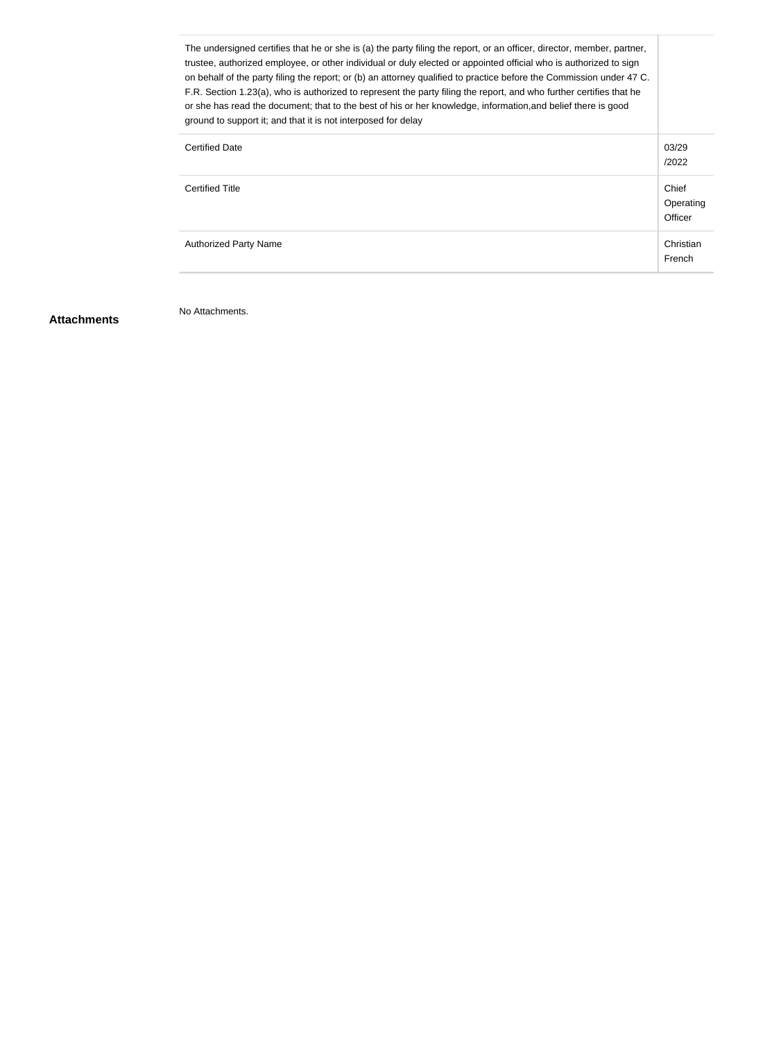| | |
|---|---|
| The undersigned certifies that he or she is (a) the party filing the report, or an officer, director, member, partner, trustee, authorized employee, or other individual or duly elected or appointed official who is authorized to sign on behalf of the party filing the report; or (b) an attorney qualified to practice before the Commission under 47 C.F.R. Section 1.23(a), who is authorized to represent the party filing the report, and who further certifies that he or she has read the document; that to the best of his or her knowledge, information,and belief there is good ground to support it; and that it is not interposed for delay | |
| Certified Date | 03/29/2022 |
| Certified Title | Chief Operating Officer |
| Authorized Party Name | Christian French |

**Attachments**

No Attachments.